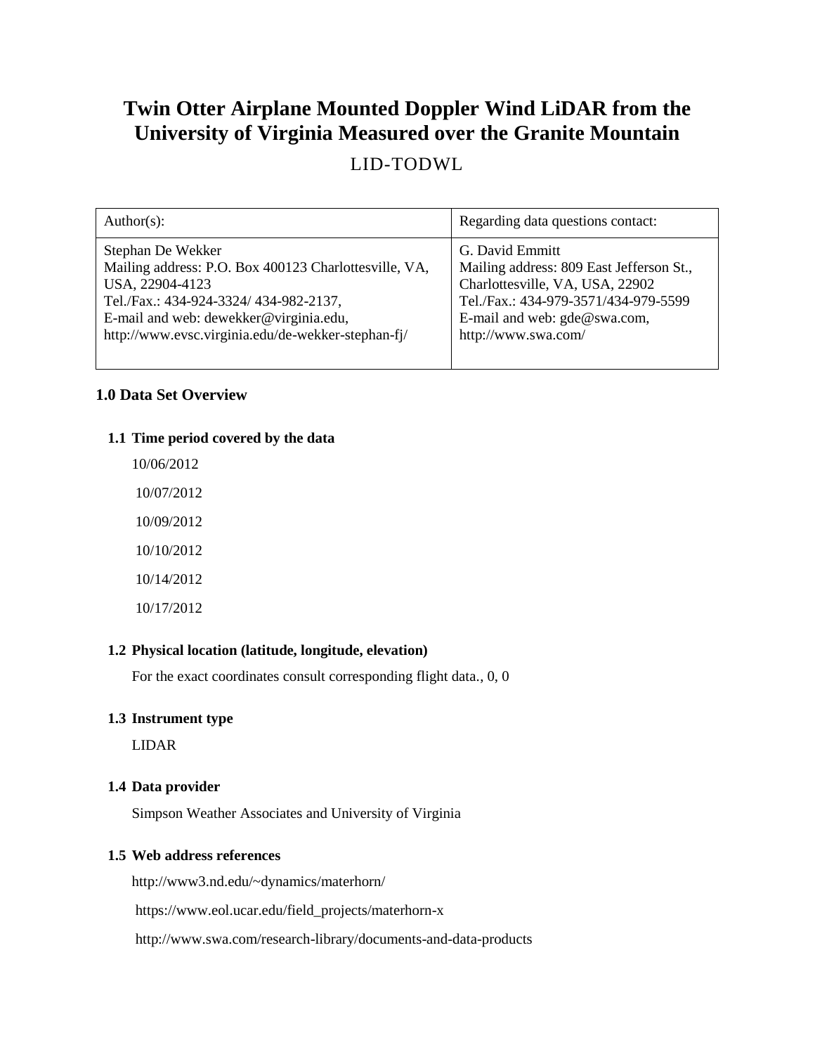# Twin Otter Airplane Mounted Doppler Wind LiDAR from the University of Virginia Measured over the Granite Mountain

LID-TODWL

| Author(s): | Regarding data questions contact: |
|---|---|
| Stephan De Wekker<br>Mailing address: P.O. Box 400123 Charlottesville, VA, USA, 22904-4123<br>Tel./Fax.: 434-924-3324/ 434-982-2137,<br>E-mail and web: dewekker@virginia.edu,<br>http://www.evsc.virginia.edu/de-wekker-stephan-fj/ | G. David Emmitt<br>Mailing address: 809 East Jefferson St., Charlottesville, VA, USA, 22902<br>Tel./Fax.: 434-979-3571/434-979-5599<br>E-mail and web: gde@swa.com,<br>http://www.swa.com/ |

## 1.0 Data Set Overview

### 1.1 Time period covered by the data

10/06/2012

10/07/2012

10/09/2012

10/10/2012

10/14/2012

10/17/2012

### 1.2 Physical location (latitude, longitude, elevation)

For the exact coordinates consult corresponding flight data., 0, 0

### 1.3 Instrument type

LIDAR

### 1.4 Data provider

Simpson Weather Associates and University of Virginia

### 1.5 Web address references

http://www3.nd.edu/~dynamics/materhorn/

https://www.eol.ucar.edu/field_projects/materhorn-x

http://www.swa.com/research-library/documents-and-data-products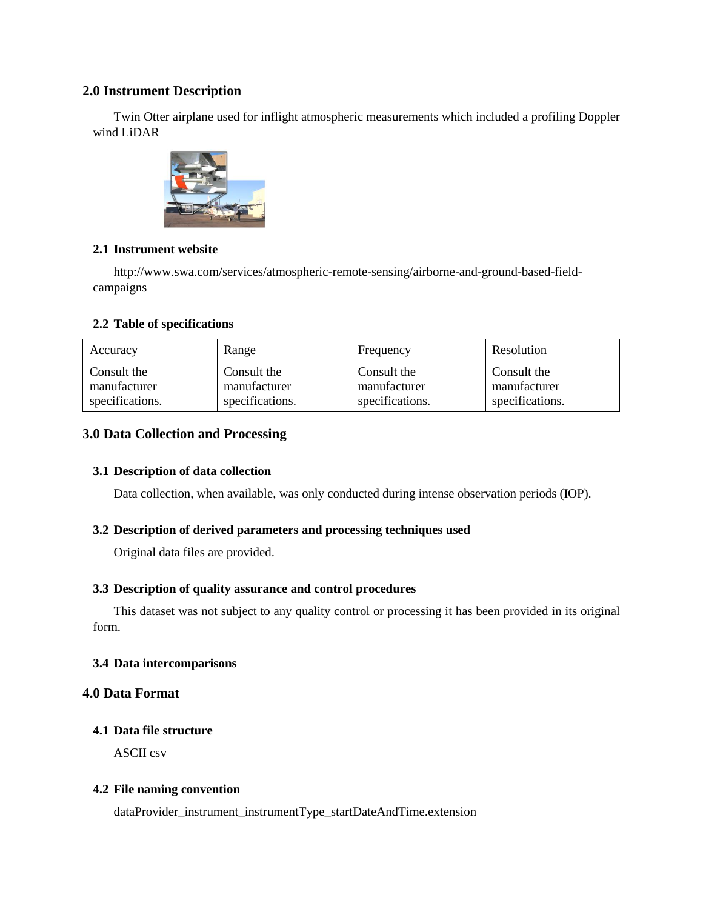## 2.0 Instrument Description

Twin Otter airplane used for inflight atmospheric measurements which included a profiling Doppler wind LiDAR

### 2.1 Instrument website

http://www.swa.com/services/atmospheric-remote-sensing/airborne-and-ground-based-field-campaigns

### 2.2 Table of specifications

| Accuracy | Range | Frequency | Resolution |
|---|---|---|---|
| Consult the manufacturer specifications. | Consult the manufacturer specifications. | Consult the manufacturer specifications. | Consult the manufacturer specifications. |

## 3.0 Data Collection and Processing

### 3.1 Description of data collection

Data collection, when available, was only conducted during intense observation periods (IOP).

### 3.2 Description of derived parameters and processing techniques used

Original data files are provided.

### 3.3 Description of quality assurance and control procedures

This dataset was not subject to any quality control or processing it has been provided in its original form.

### 3.4 Data intercomparisons

## 4.0 Data Format

### 4.1 Data file structure

ASCII csv

### 4.2 File naming convention

dataProvider_instrument_instrumentType_startDateAndTime.extension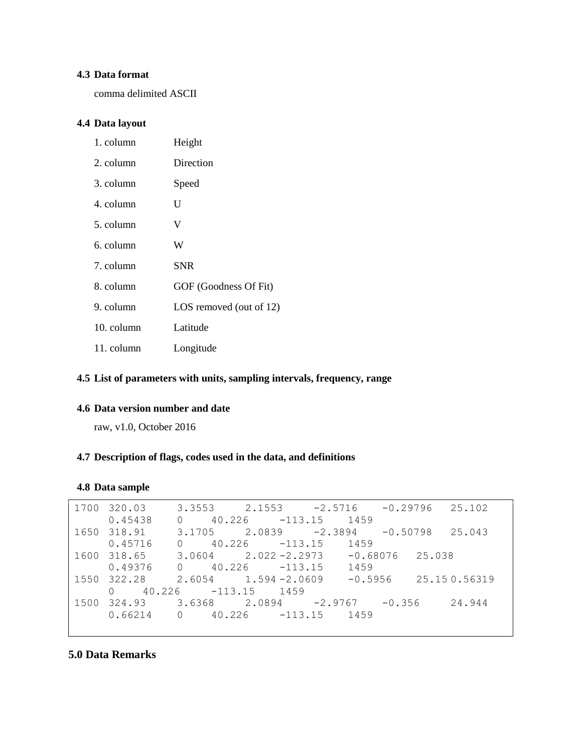### 4.3 Data format

comma delimited ASCII

### 4.4 Data layout

| | |
|---|---|
| 1. column | Height |
| 2. column | Direction |
| 3. column | Speed |
| 4. column | U |
| 5. column | V |
| 6. column | W |
| 7. column | SNR |
| 8. column | GOF (Goodness Of Fit) |
| 9. column | LOS removed (out of 12) |
| 10. column | Latitude |
| 11. column | Longitude |

### 4.5 List of parameters with units, sampling intervals, frequency, range

### 4.6 Data version number and date

raw, v1.0, October 2016

### 4.7 Description of flags, codes used in the data, and definitions

### 4.8 Data sample

```
1700 320.03    3.3553    2.1553    -2.5716    -0.29796   25.102
     0.45438   0    40.226    -113.15    1459
1650 318.91    3.1705    2.0839    -2.3894    -0.50798   25.043
     0.45716   0    40.226    -113.15    1459
1600 318.65    3.0604    2.022 -2.2973    -0.68076   25.038
     0.49376   0    40.226    -113.15    1459
1550 322.28    2.6054    1.594 -2.0609    -0.5956    25.15 0.56319
     0    40.226    -113.15    1459
1500 324.93    3.6368    2.0894    -2.9767    -0.356     24.944
     0.66214   0    40.226    -113.15    1459
```

## 5.0 Data Remarks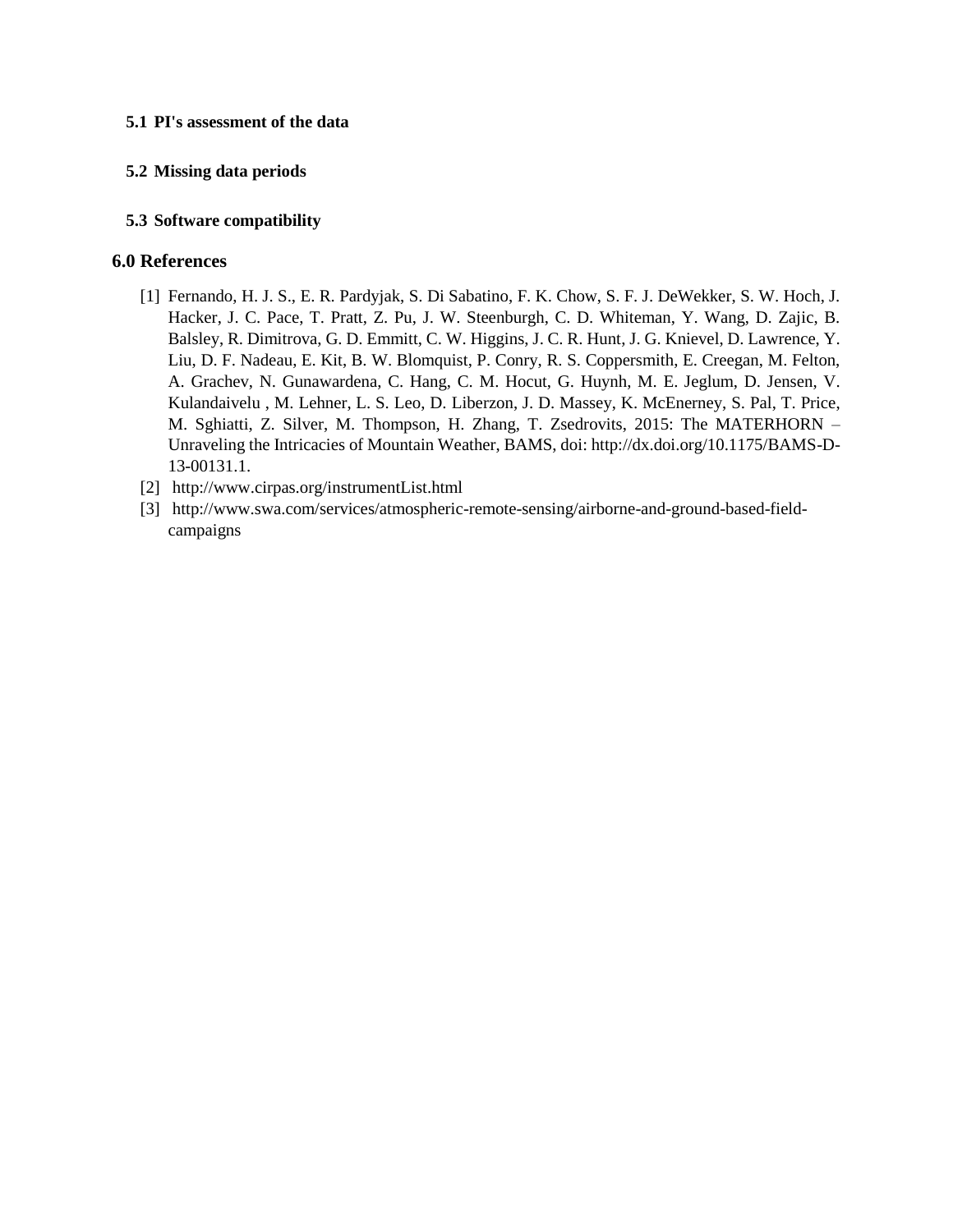### 5.1 PI's assessment of the data

### 5.2 Missing data periods

### 5.3 Software compatibility

## 6.0 References

[1] Fernando, H. J. S., E. R. Pardyjak, S. Di Sabatino, F. K. Chow, S. F. J. DeWekker, S. W. Hoch, J. Hacker, J. C. Pace, T. Pratt, Z. Pu, J. W. Steenburgh, C. D. Whiteman, Y. Wang, D. Zajic, B. Balsley, R. Dimitrova, G. D. Emmitt, C. W. Higgins, J. C. R. Hunt, J. G. Knievel, D. Lawrence, Y. Liu, D. F. Nadeau, E. Kit, B. W. Blomquist, P. Conry, R. S. Coppersmith, E. Creegan, M. Felton, A. Grachev, N. Gunawardena, C. Hang, C. M. Hocut, G. Huynh, M. E. Jeglum, D. Jensen, V. Kulandaivelu , M. Lehner, L. S. Leo, D. Liberzon, J. D. Massey, K. McEnerney, S. Pal, T. Price, M. Sghiatti, Z. Silver, M. Thompson, H. Zhang, T. Zsedrovits, 2015: The MATERHORN – Unraveling the Intricacies of Mountain Weather, BAMS, doi: http://dx.doi.org/10.1175/BAMS-D-13-00131.1.

[2] http://www.cirpas.org/instrumentList.html

[3] http://www.swa.com/services/atmospheric-remote-sensing/airborne-and-ground-based-field-campaigns